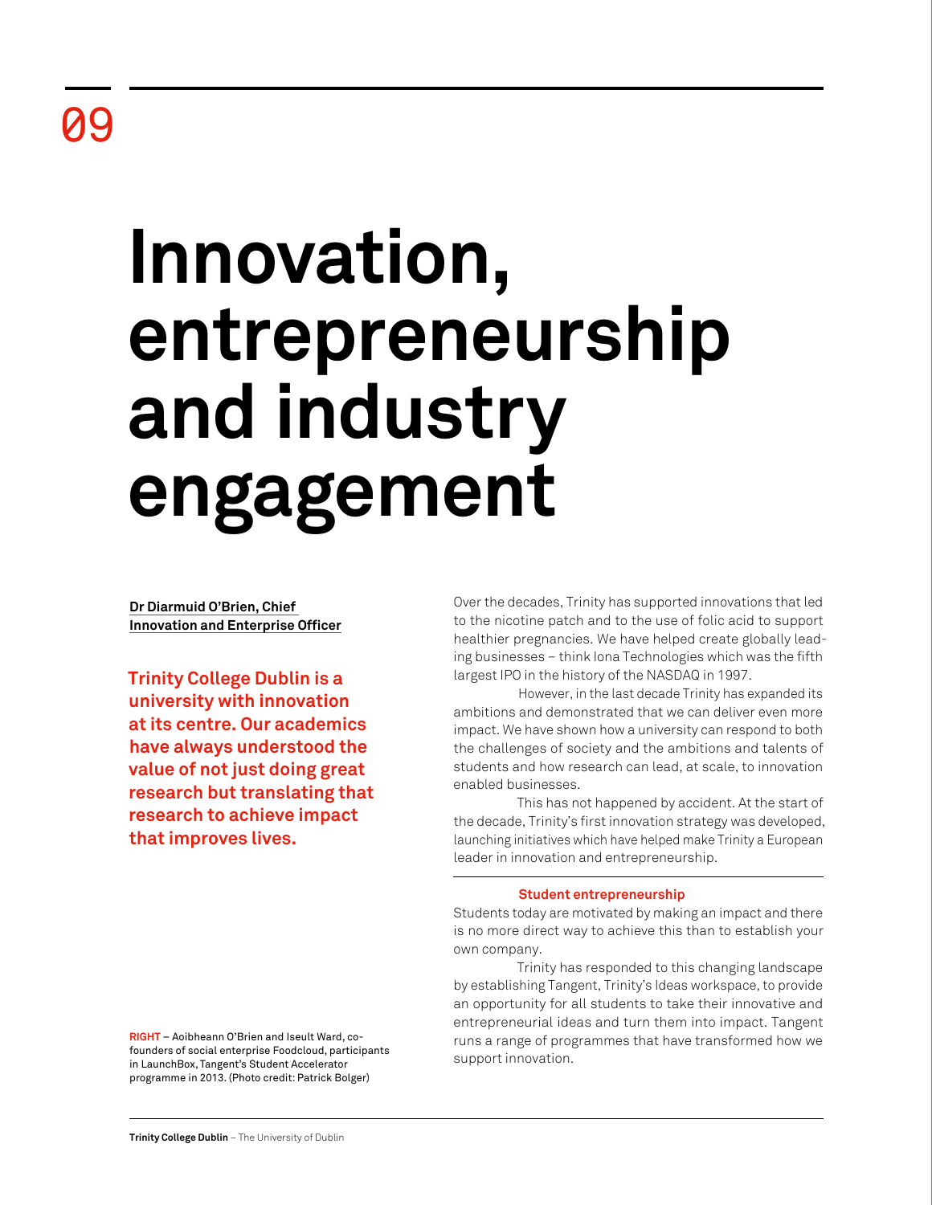09

# Innovation, entrepreneurship and industry engagement

**Dr Diarmuid O'Brien, Chief Innovation and Enterprise Officer**

**Trinity College Dublin is a university with innovation at its centre. Our academics have always understood the value of not just doing great research but translating that research to achieve impact that improves lives.**

Over the decades, Trinity has supported innovations that led to the nicotine patch and to the use of folic acid to support healthier pregnancies. We have helped create globally leading businesses – think Iona Technologies which was the fifth largest IPO in the history of the NASDAQ in 1997.

However, in the last decade Trinity has expanded its ambitions and demonstrated that we can deliver even more impact. We have shown how a university can respond to both the challenges of society and the ambitions and talents of students and how research can lead, at scale, to innovation enabled businesses.

This has not happened by accident. At the start of the decade, Trinity's first innovation strategy was developed, launching initiatives which have helped make Trinity a European leader in innovation and entrepreneurship.

## Student entrepreneurship

Students today are motivated by making an impact and there is no more direct way to achieve this than to establish your own company.

Trinity has responded to this changing landscape by establishing Tangent, Trinity's Ideas workspace, to provide an opportunity for all students to take their innovative and entrepreneurial ideas and turn them into impact. Tangent runs a range of programmes that have transformed how we support innovation.

**RIGHT** – Aoibheann O'Brien and Iseult Ward, co-founders of social enterprise Foodcloud, participants in LaunchBox, Tangent's Student Accelerator programme in 2013. (Photo credit: Patrick Bolger)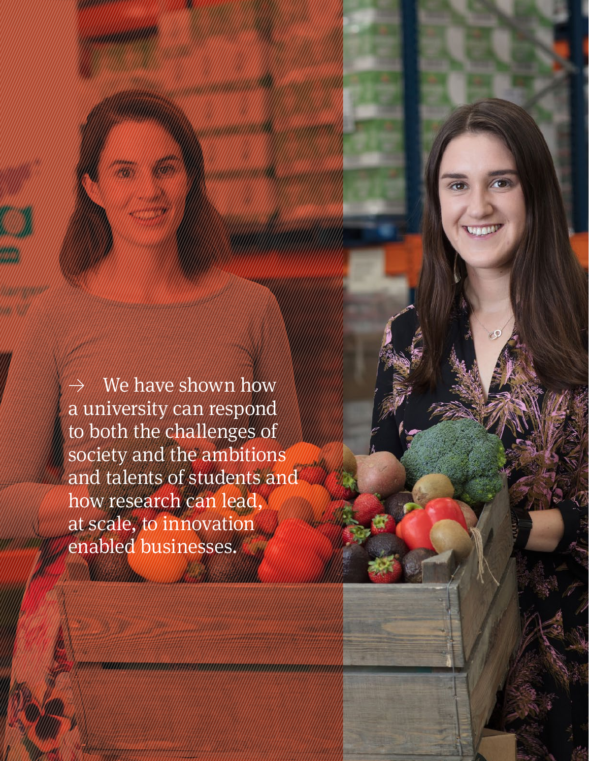→ We have shown how a university can respond to both the challenges of society and the ambitions and talents of students and how research can lead, at scale, to innovation enabled businesses.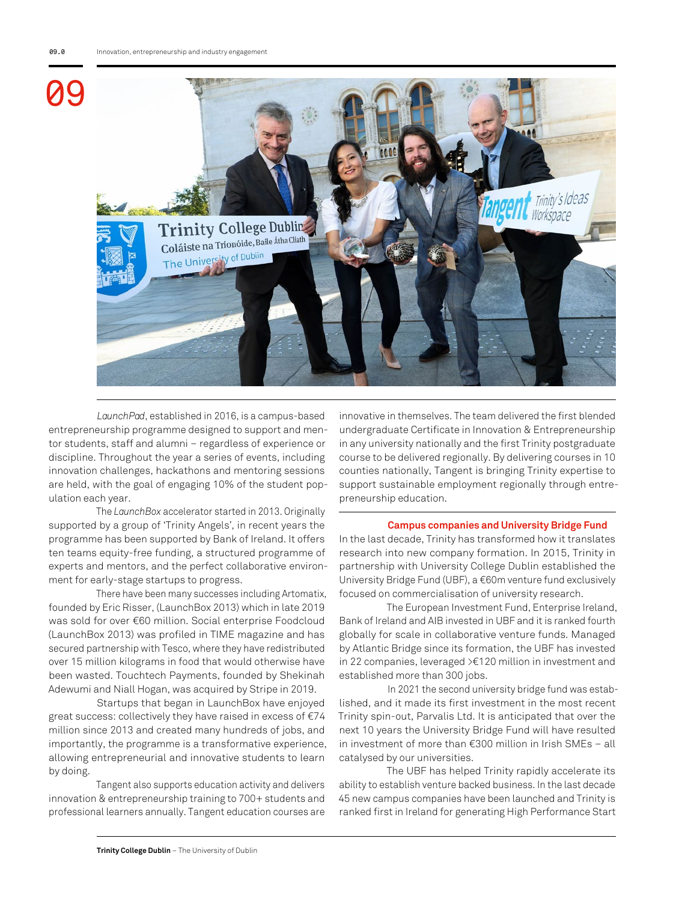# 09

*LaunchPad*, established in 2016, is a campus-based entrepreneurship programme designed to support and mentor students, staff and alumni – regardless of experience or discipline. Throughout the year a series of events, including innovation challenges, hackathons and mentoring sessions are held, with the goal of engaging 10% of the student population each year.

The *LaunchBox* accelerator started in 2013. Originally supported by a group of 'Trinity Angels', in recent years the programme has been supported by Bank of Ireland. It offers ten teams equity-free funding, a structured programme of experts and mentors, and the perfect collaborative environment for early-stage startups to progress.

There have been many successes including Artomatix, founded by Eric Risser, (LaunchBox 2013) which in late 2019 was sold for over €60 million. Social enterprise Foodcloud (LaunchBox 2013) was profiled in TIME magazine and has secured partnership with Tesco, where they have redistributed over 15 million kilograms in food that would otherwise have been wasted. Touchtech Payments, founded by Shekinah Adewumi and Niall Hogan, was acquired by Stripe in 2019.

Startups that began in LaunchBox have enjoyed great success: collectively they have raised in excess of €74 million since 2013 and created many hundreds of jobs, and importantly, the programme is a transformative experience, allowing entrepreneurial and innovative students to learn by doing.

Tangent also supports education activity and delivers innovation & entrepreneurship training to 700+ students and professional learners annually. Tangent education courses are innovative in themselves. The team delivered the first blended undergraduate Certificate in Innovation & Entrepreneurship in any university nationally and the first Trinity postgraduate course to be delivered regionally. By delivering courses in 10 counties nationally, Tangent is bringing Trinity expertise to support sustainable employment regionally through entrepreneurship education.

## Campus companies and University Bridge Fund

In the last decade, Trinity has transformed how it translates research into new company formation. In 2015, Trinity in partnership with University College Dublin established the University Bridge Fund (UBF), a €60m venture fund exclusively focused on commercialisation of university research.

The European Investment Fund, Enterprise Ireland, Bank of Ireland and AIB invested in UBF and it is ranked fourth globally for scale in collaborative venture funds. Managed by Atlantic Bridge since its formation, the UBF has invested in 22 companies, leveraged >€120 million in investment and established more than 300 jobs.

In 2021 the second university bridge fund was established, and it made its first investment in the most recent Trinity spin-out, Parvalis Ltd. It is anticipated that over the next 10 years the University Bridge Fund will have resulted in investment of more than €300 million in Irish SMEs – all catalysed by our universities.

The UBF has helped Trinity rapidly accelerate its ability to establish venture backed business. In the last decade 45 new campus companies have been launched and Trinity is ranked first in Ireland for generating High Performance Start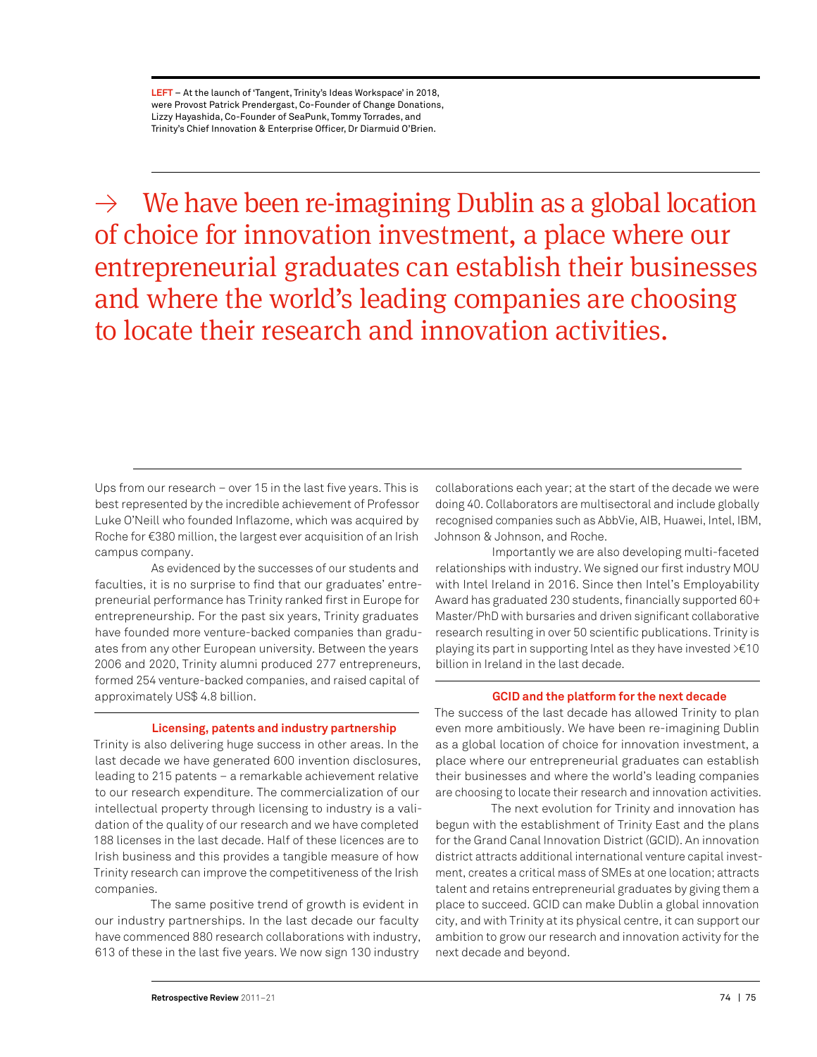**LEFT** – At the launch of 'Tangent, Trinity's Ideas Workspace' in 2018, were Provost Patrick Prendergast, Co-Founder of Change Donations, Lizzy Hayashida, Co-Founder of SeaPunk, Tommy Torrades, and Trinity's Chief Innovation & Enterprise Officer, Dr Diarmuid O'Brien.

> → We have been re-imagining Dublin as a global location of choice for innovation investment, a place where our entrepreneurial graduates can establish their businesses and where the world's leading companies are choosing to locate their research and innovation activities.

Ups from our research – over 15 in the last five years. This is best represented by the incredible achievement of Professor Luke O'Neill who founded Inflazome, which was acquired by Roche for €380 million, the largest ever acquisition of an Irish campus company.

As evidenced by the successes of our students and faculties, it is no surprise to find that our graduates' entrepreneurial performance has Trinity ranked first in Europe for entrepreneurship. For the past six years, Trinity graduates have founded more venture-backed companies than graduates from any other European university. Between the years 2006 and 2020, Trinity alumni produced 277 entrepreneurs, formed 254 venture-backed companies, and raised capital of approximately US$ 4.8 billion.

### Licensing, patents and industry partnership

Trinity is also delivering huge success in other areas. In the last decade we have generated 600 invention disclosures, leading to 215 patents – a remarkable achievement relative to our research expenditure. The commercialization of our intellectual property through licensing to industry is a validation of the quality of our research and we have completed 188 licenses in the last decade. Half of these licences are to Irish business and this provides a tangible measure of how Trinity research can improve the competitiveness of the Irish companies.

The same positive trend of growth is evident in our industry partnerships. In the last decade our faculty have commenced 880 research collaborations with industry, 613 of these in the last five years. We now sign 130 industry collaborations each year; at the start of the decade we were doing 40. Collaborators are multisectoral and include globally recognised companies such as AbbVie, AIB, Huawei, Intel, IBM, Johnson & Johnson, and Roche.

Importantly we are also developing multi-faceted relationships with industry. We signed our first industry MOU with Intel Ireland in 2016. Since then Intel's Employability Award has graduated 230 students, financially supported 60+ Master/PhD with bursaries and driven significant collaborative research resulting in over 50 scientific publications. Trinity is playing its part in supporting Intel as they have invested >€10 billion in Ireland in the last decade.

### GCID and the platform for the next decade

The success of the last decade has allowed Trinity to plan even more ambitiously. We have been re-imagining Dublin as a global location of choice for innovation investment, a place where our entrepreneurial graduates can establish their businesses and where the world's leading companies are choosing to locate their research and innovation activities.

The next evolution for Trinity and innovation has begun with the establishment of Trinity East and the plans for the Grand Canal Innovation District (GCID). An innovation district attracts additional international venture capital investment, creates a critical mass of SMEs at one location; attracts talent and retains entrepreneurial graduates by giving them a place to succeed. GCID can make Dublin a global innovation city, and with Trinity at its physical centre, it can support our ambition to grow our research and innovation activity for the next decade and beyond.